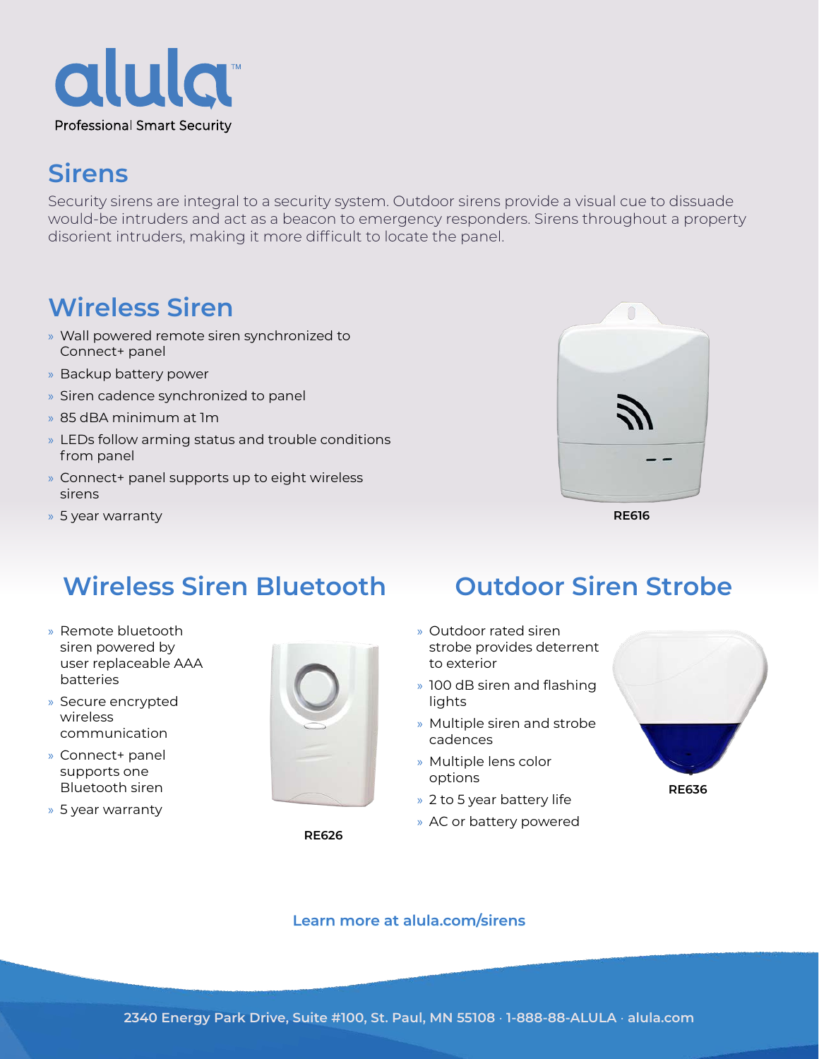alula™

Professional Smart Security

## Sirens

Security sirens are integral to a security system. Outdoor sirens provide a visual cue to dissuade would-be intruders and act as a beacon to emergency responders. Sirens throughout a property disorient intruders, making it more difficult to locate the panel.

## Wireless Siren

- Wall powered remote siren synchronized to Connect+ panel
- Backup battery power
- Siren cadence synchronized to panel
- 85 dBA minimum at 1m
- LEDs follow arming status and trouble conditions from panel
- Connect+ panel supports up to eight wireless sirens
- 5 year warranty

**RE616**

## Wireless Siren Bluetooth

- Remote bluetooth siren powered by user replaceable AAA batteries
- Secure encrypted wireless communication
- Connect+ panel supports one Bluetooth siren
- 5 year warranty

**RE626**

## Outdoor Siren Strobe

- Outdoor rated siren strobe provides deterrent to exterior
- 100 dB siren and flashing lights
- Multiple siren and strobe cadences
- Multiple lens color options
- 2 to 5 year battery life
- AC or battery powered

**RE636**

**Learn more at alula.com/sirens**

2340 Energy Park Drive, Suite #100, St. Paul, MN 55108 · 1-888-88-ALULA · alula.com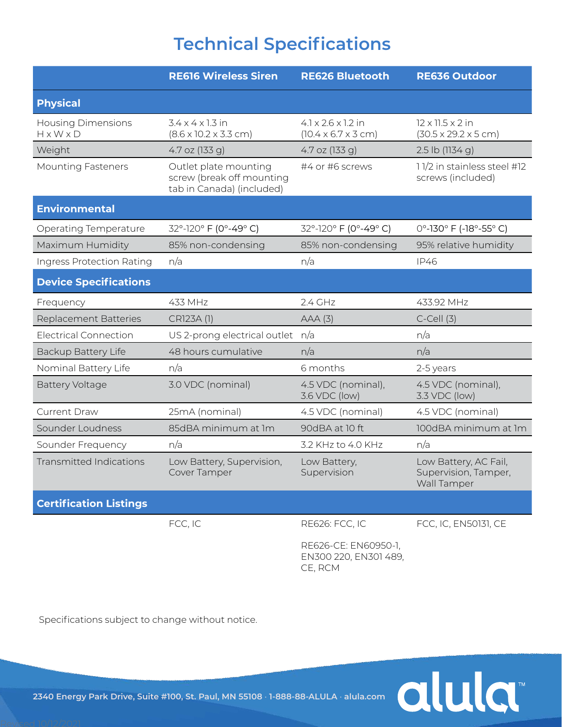# Technical Specifications

| | RE616 Wireless Siren | RE626 Bluetooth | RE636 Outdoor |
|---|---|---|---|
| **Physical** | | | |
| Housing Dimensions H x W x D | 3.4 x 4 x 1.3 in (8.6 x 10.2 x 3.3 cm) | 4.1 x 2.6 x 1.2 in (10.4 x 6.7 x 3 cm) | 12 x 11.5 x 2 in (30.5 x 29.2 x 5 cm) |
| Weight | 4.7 oz (133 g) | 4.7 oz (133 g) | 2.5 lb (1134 g) |
| Mounting Fasteners | Outlet plate mounting screw (break off mounting tab in Canada) (included) | #4 or #6 screws | 1 1/2 in stainless steel #12 screws (included) |
| **Environmental** | | | |
| Operating Temperature | 32°-120° F (0°-49° C) | 32°-120° F (0°-49° C) | 0°-130° F (-18°-55° C) |
| Maximum Humidity | 85% non-condensing | 85% non-condensing | 95% relative humidity |
| Ingress Protection Rating | n/a | n/a | IP46 |
| **Device Specifications** | | | |
| Frequency | 433 MHz | 2.4 GHz | 433.92 MHz |
| Replacement Batteries | CR123A (1) | AAA (3) | C-Cell (3) |
| Electrical Connection | US 2-prong electrical outlet | n/a | n/a |
| Backup Battery Life | 48 hours cumulative | n/a | n/a |
| Nominal Battery Life | n/a | 6 months | 2-5 years |
| Battery Voltage | 3.0 VDC (nominal) | 4.5 VDC (nominal), 3.6 VDC (low) | 4.5 VDC (nominal), 3.3 VDC (low) |
| Current Draw | 25mA (nominal) | 4.5 VDC (nominal) | 4.5 VDC (nominal) |
| Sounder Loudness | 85dBA minimum at 1m | 90dBA at 10 ft | 100dBA minimum at 1m |
| Sounder Frequency | n/a | 3.2 KHz to 4.0 KHz | n/a |
| Transmitted Indications | Low Battery, Supervision, Cover Tamper | Low Battery, Supervision | Low Battery, AC Fail, Supervision, Tamper, Wall Tamper |
| **Certification Listings** | | | |
| | FCC, IC | RE626: FCC, IC<br><br>RE626-CE: EN60950-1, EN300 220, EN301 489, CE, RCM | FCC, IC, EN50131, CE |

Specifications subject to change without notice.

2340 Energy Park Drive, Suite #100, St. Paul, MN 55108 · 1-888-88-ALULA · alula.com

alula™

Revised 10/12/2021